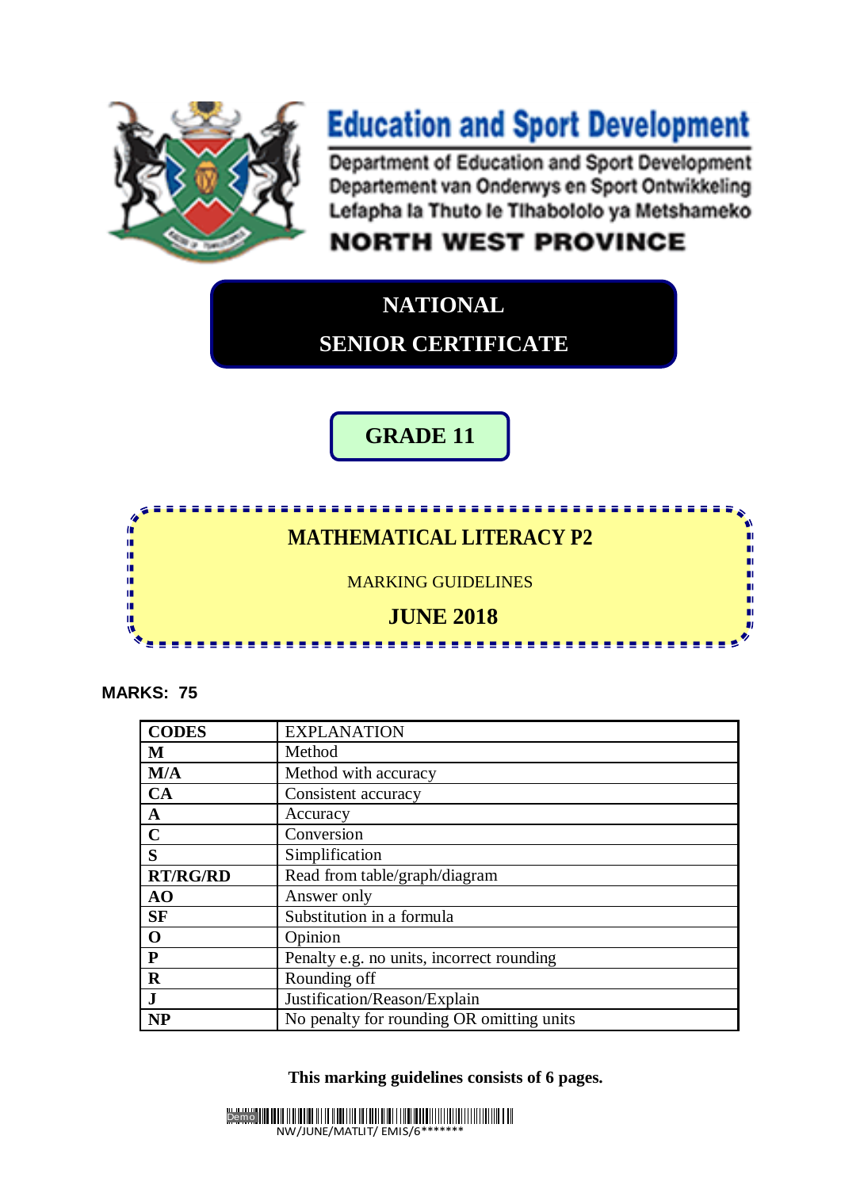# Education and Sport Development

Department of Education and Sport Development
Departement van Onderwys en Sport Ontwikkeling
Lefapha la Thuto le Tlhabololo ya Metshameko

**NORTH WEST PROVINCE**

## NATIONAL SENIOR CERTIFICATE

## GRADE 11

## MATHEMATICAL LITERACY P2

MARKING GUIDELINES

## JUNE 2018

**MARKS: 75**

| **CODES** | EXPLANATION |
|---|---|
| **M** | Method |
| **M/A** | Method with accuracy |
| **CA** | Consistent accuracy |
| **A** | Accuracy |
| **C** | Conversion |
| **S** | Simplification |
| **RT/RG/RD** | Read from table/graph/diagram |
| **AO** | Answer only |
| **SF** | Substitution in a formula |
| **O** | Opinion |
| **P** | Penalty e.g. no units, incorrect rounding |
| **R** | Rounding off |
| **J** | Justification/Reason/Explain |
| **NP** | No penalty for rounding OR omitting units |

**This marking guidelines consists of 6 pages.**

NW/JUNE/MATLIT/ EMIS/6*******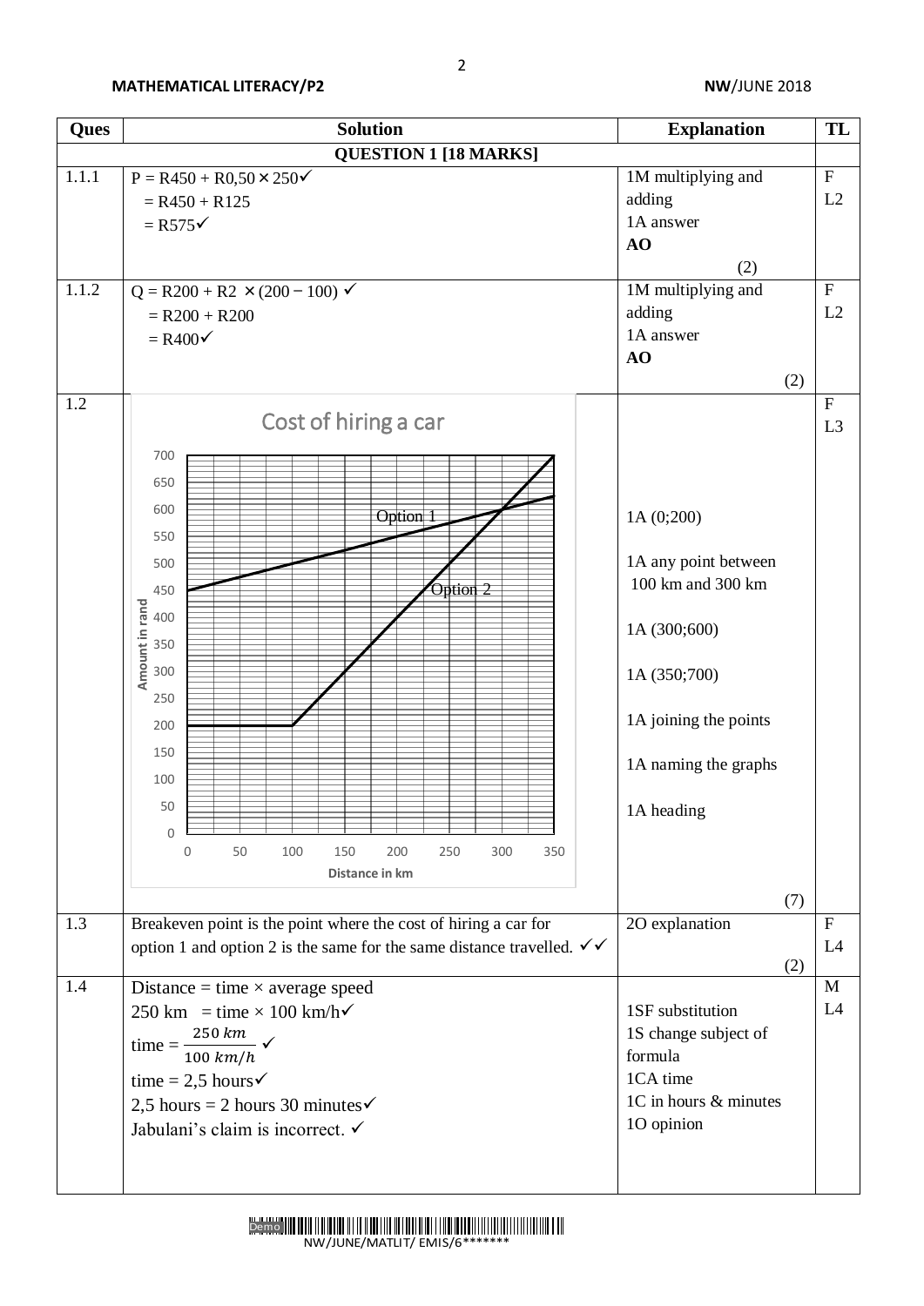| Ques | Solution | Explanation | TL |
|---|---|---|---|
| **QUESTION 1 [18 MARKS]** | | | |
| 1.1.1 | P = R450 + R0,50 × 250✓<br>= R450 + R125<br>= R575✓ | 1M multiplying and adding<br>1A answer<br>**AO**<br>(2) | F<br>L2 |
| 1.1.2 | Q = R200 + R2 × (200 − 100) ✓<br>= R200 + R200<br>= R400✓ | 1M multiplying and adding<br>1A answer<br>**AO**<br>(2) | F<br>L2 |
| 1.2 | Cost of hiring a car<br>(Graph: Amount in rand (0–700) vs Distance in km (0–350); Option 1 line from (0;450) to (350;625); Option 2 line constant at 200 from 0 to 100 km, then rising to (350;700); lines intersect at (300;600)) | 1A (0;200)<br>1A any point between 100 km and 300 km<br>1A (300;600)<br>1A (350;700)<br>1A joining the points<br>1A naming the graphs<br>1A heading<br>(7) | F<br>L3 |
| 1.3 | Breakeven point is the point where the cost of hiring a car for option 1 and option 2 is the same for the same distance travelled. ✓✓ | 2O explanation<br>(2) | F<br>L4 |
| 1.4 | Distance = time × average speed<br>250 km = time × 100 km/h✓<br>time = $\frac{250\ km}{100\ km/h}$ ✓<br>time = 2,5 hours✓<br>2,5 hours = 2 hours 30 minutes✓<br>Jabulani's claim is incorrect. ✓ | 1SF substitution<br>1S change subject of formula<br>1CA time<br>1C in hours & minutes<br>1O opinion | M<br>L4 |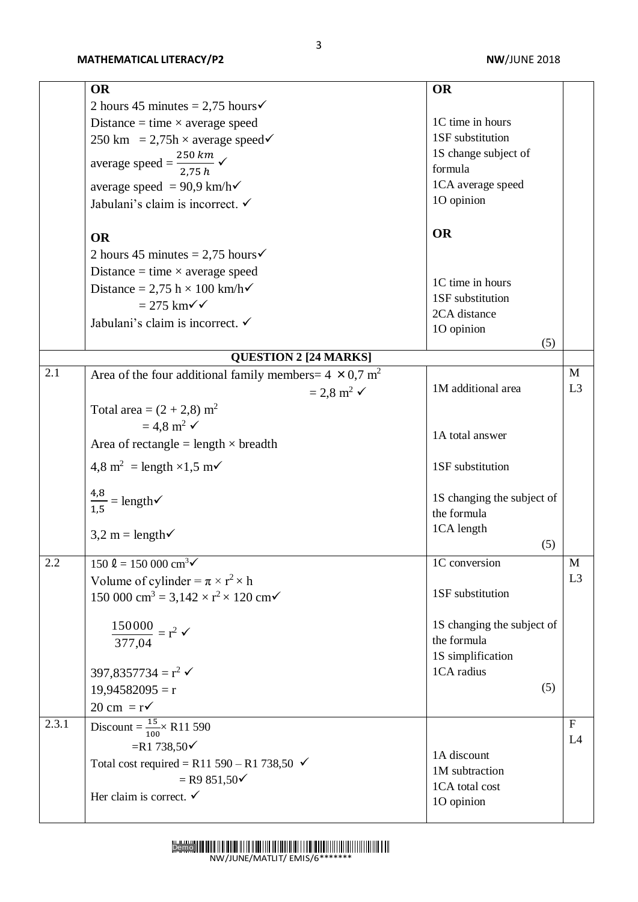| | | | |
|---|---|---|---|
| | **OR**<br>2 hours 45 minutes = 2,75 hours✓<br>Distance = time × average speed<br>250 km = 2,75h × average speed✓<br>average speed = $\frac{250\ km}{2{,}75\ h}$ ✓<br>average speed = 90,9 km/h✓<br>Jabulani's claim is incorrect. ✓<br><br>**OR**<br>2 hours 45 minutes = 2,75 hours✓<br>Distance = time × average speed<br>Distance = 2,75 h × 100 km/h✓<br>= 275 km✓✓<br>Jabulani's claim is incorrect. ✓ | **OR**<br><br>1C time in hours<br>1SF substitution<br>1S change subject of formula<br>1CA average speed<br>1O opinion<br><br>**OR**<br><br>1C time in hours<br>1SF substitution<br>2CA distance<br>1O opinion<br>(5) | |
| | **QUESTION 2 [24 MARKS]** | | |
| 2.1 | Area of the four additional family members= 4 × 0,7 $m^2$<br>= 2,8 $m^2$ ✓<br>Total area = (2 + 2,8) $m^2$<br>= 4,8 $m^2$ ✓<br>Area of rectangle = length × breadth<br>4,8 $m^2$ = length ×1,5 m✓<br>$\frac{4{,}8}{1{,}5}$ = length✓<br>3,2 m = length✓ | 1M additional area<br><br>1A total answer<br><br>1SF substitution<br><br>1S changing the subject of the formula<br>1CA length<br>(5) | M<br>L3 |
| 2.2 | 150 ℓ = 150 000 $cm^3$✓<br>Volume of cylinder = $\pi \times r^2 \times h$<br>150 000 $cm^3$ = 3,142 × $r^2$ × 120 cm✓<br>$\frac{150000}{377{,}04} = r^2$ ✓<br>397,8357734 = $r^2$ ✓<br>19,94582095 = r<br>20 cm = r✓ | 1C conversion<br><br>1SF substitution<br><br>1S changing the subject of the formula<br>1S simplification<br>1CA radius<br>(5) | M<br>L3 |
| 2.3.1 | Discount = $\frac{15}{100}$× R11 590<br>=R1 738,50✓<br>Total cost required = R11 590 – R1 738,50 ✓<br>= R9 851,50✓<br>Her claim is correct. ✓ | 1A discount<br>1M subtraction<br>1CA total cost<br>1O opinion | F<br>L4 |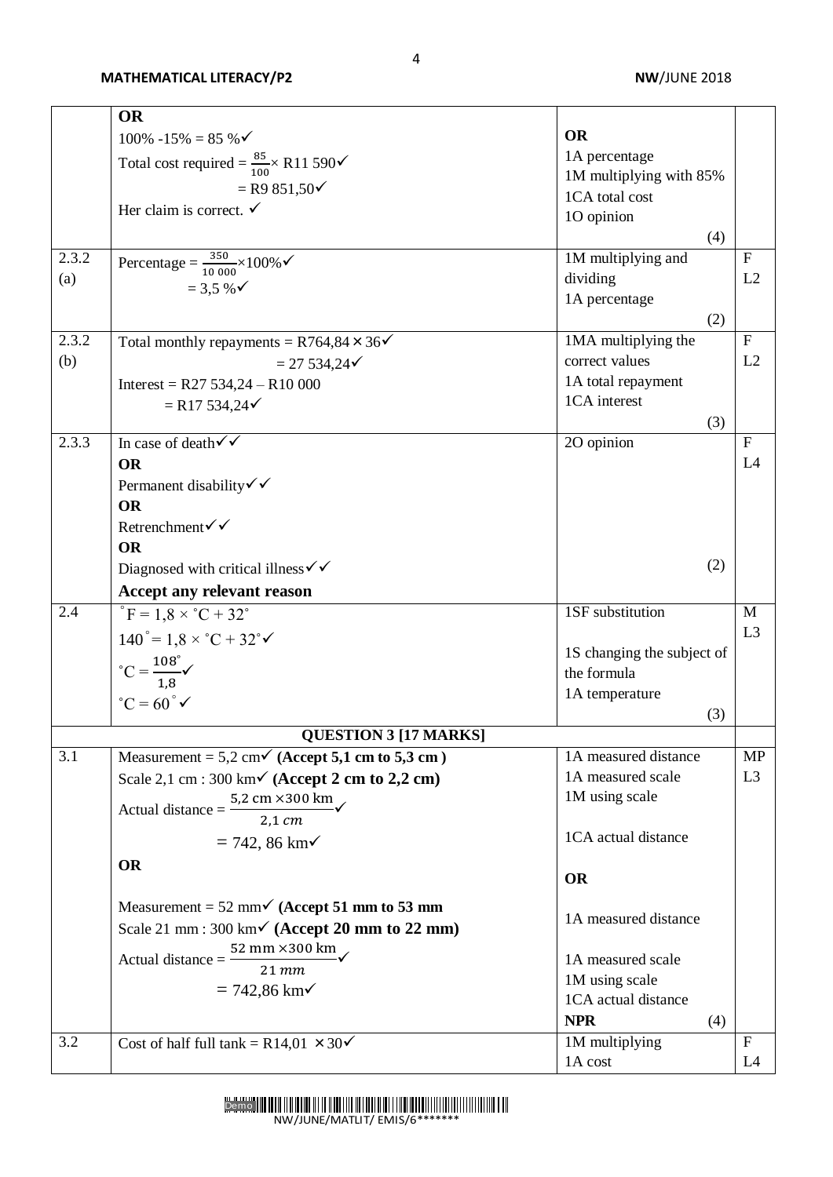| | | | |
|---|---|---|---|
| | **OR**<br>100% -15% = 85 %✓<br>Total cost required = $\frac{85}{100}$× R11 590✓<br>= R9 851,50✓<br>Her claim is correct. ✓ | **OR**<br>1A percentage<br>1M multiplying with 85%<br>1CA total cost<br>1O opinion<br>(4) | |
| 2.3.2 (a) | Percentage = $\frac{350}{10\ 000}$×100%✓<br>= 3,5 %✓ | 1M multiplying and dividing<br>1A percentage<br>(2) | F<br>L2 |
| 2.3.2 (b) | Total monthly repayments = R764,84 × 36✓<br>= 27 534,24✓<br>Interest = R27 534,24 – R10 000<br>= R17 534,24✓ | 1MA multiplying the correct values<br>1A total repayment<br>1CA interest<br>(3) | F<br>L2 |
| 2.3.3 | In case of death✓✓<br>**OR**<br>Permanent disability✓✓<br>**OR**<br>Retrenchment✓✓<br>**OR**<br>Diagnosed with critical illness✓✓<br>**Accept any relevant reason** | 2O opinion<br>(2) | F<br>L4 |
| 2.4 | $^{\circ}F = 1{,}8 \times {^{\circ}C} + 32^{\circ}$<br>$140^{\circ} = 1{,}8 \times {^{\circ}C} + 32^{\circ}$✓<br>$^{\circ}C = \frac{108^{\circ}}{1{,}8}$✓<br>$^{\circ}C = 60^{\circ}$ ✓ | 1SF substitution<br>1S changing the subject of the formula<br>1A temperature<br>(3) | M<br>L3 |
| | **QUESTION 3 [17 MARKS]** | | |
| 3.1 | Measurement = 5,2 cm✓ **(Accept 5,1 cm to 5,3 cm )**<br>Scale 2,1 cm : 300 km✓ **(Accept 2 cm to 2,2 cm)**<br>Actual distance = $\frac{5{,}2\text{ cm} \times 300\text{ km}}{2{,}1\ cm}$✓<br>= 742, 86 km✓<br>**OR**<br>Measurement = 52 mm✓ **(Accept 51 mm to 53 mm**<br>Scale 21 mm : 300 km✓ **(Accept 20 mm to 22 mm)**<br>Actual distance = $\frac{52\text{ mm} \times 300\text{ km}}{21\ mm}$✓<br>= 742,86 km✓ | 1A measured distance<br>1A measured scale<br>1M using scale<br>1CA actual distance<br>**OR**<br>1A measured distance<br>1A measured scale<br>1M using scale<br>1CA actual distance<br>**NPR** (4) | MP<br>L3 |
| 3.2 | Cost of half full tank = R14,01 × 30✓ | 1M multiplying<br>1A cost | F<br>L4 |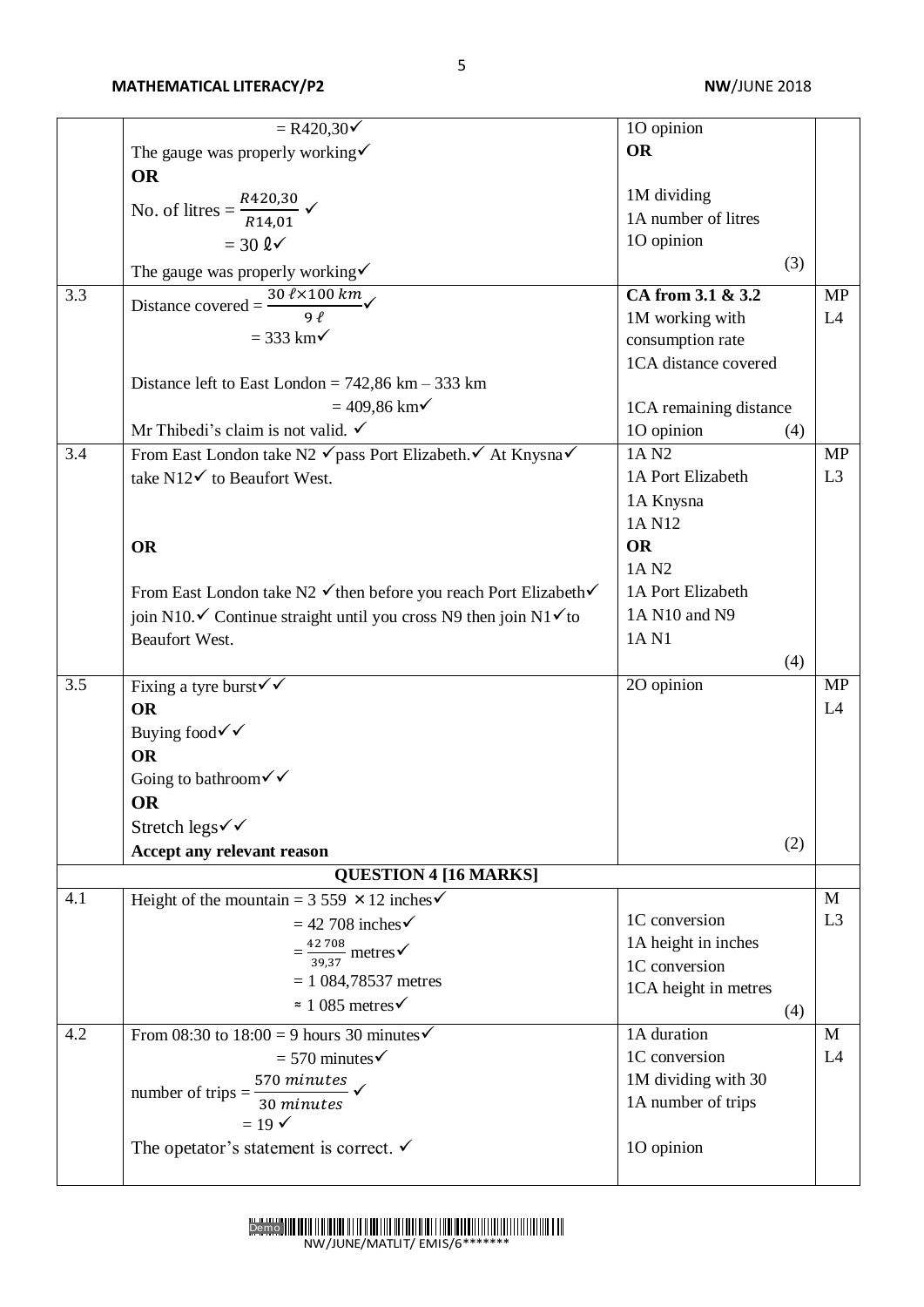| | | | |
|---|---|---|---|
| | = R420,30✓<br>The gauge was properly working✓<br>**OR**<br>No. of litres = $\frac{R420,30}{R14,01}$ ✓<br>= 30 ℓ✓<br>The gauge was properly working✓ | 1O opinion<br>**OR**<br><br>1M dividing<br>1A number of litres<br>1O opinion<br>(3) | |
| 3.3 | Distance covered = $\frac{30\ \ell \times 100\ km}{9\ \ell}$✓<br>= 333 km✓<br><br>Distance left to East London = 742,86 km – 333 km<br>= 409,86 km✓<br>Mr Thibedi's claim is not valid. ✓ | **CA from 3.1 & 3.2**<br>1M working with consumption rate<br>1CA distance covered<br><br>1CA remaining distance<br>1O opinion (4) | MP<br>L4 |
| 3.4 | From East London take N2 ✓pass Port Elizabeth.✓ At Knysna✓ take N12✓ to Beaufort West.<br><br>**OR**<br><br>From East London take N2 ✓then before you reach Port Elizabeth✓ join N10.✓ Continue straight until you cross N9 then join N1✓to Beaufort West. | 1A N2<br>1A Port Elizabeth<br>1A Knysna<br>1A N12<br>**OR**<br>1A N2<br>1A Port Elizabeth<br>1A N10 and N9<br>1A N1<br>(4) | MP<br>L3 |
| 3.5 | Fixing a tyre burst✓✓<br>**OR**<br>Buying food✓✓<br>**OR**<br>Going to bathroom✓✓<br>**OR**<br>Stretch legs✓✓<br>**Accept any relevant reason** | 2O opinion<br><br><br><br><br><br><br><br>(2) | MP<br>L4 |
| | **QUESTION 4 [16 MARKS]** | | |
| 4.1 | Height of the mountain = 3 559 × 12 inches✓<br>= 42 708 inches✓<br>= $\frac{42\ 708}{39{,}37}$ metres✓<br>= 1 084,78537 metres<br>≈ 1 085 metres✓ | <br>1C conversion<br>1A height in inches<br>1C conversion<br>1CA height in metres<br>(4) | M<br>L3 |
| 4.2 | From 08:30 to 18:00 = 9 hours 30 minutes✓<br>= 570 minutes✓<br>number of trips = $\frac{570\ minutes}{30\ minutes}$ ✓<br>= 19 ✓<br>The opetator's statement is correct. ✓ | 1A duration<br>1C conversion<br>1M dividing with 30<br>1A number of trips<br><br>1O opinion | M<br>L4 |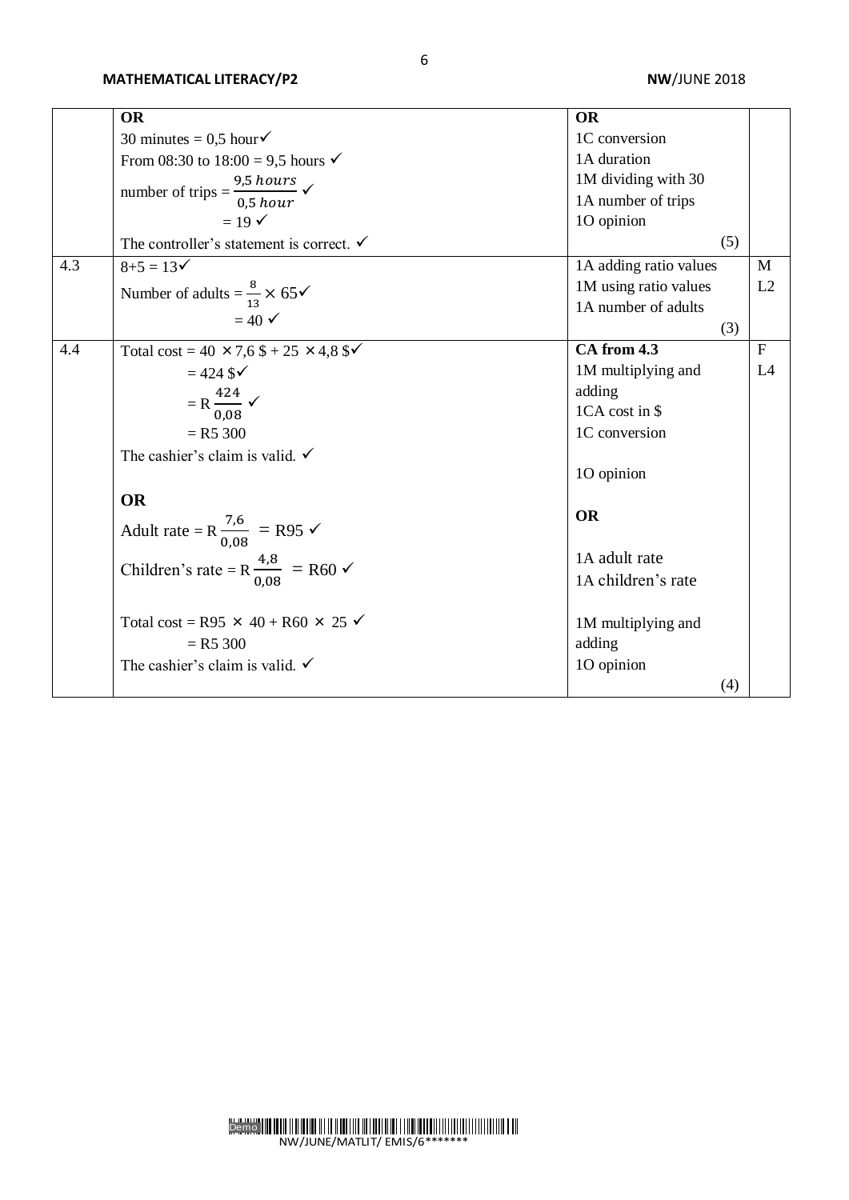| | | | |
|---|---|---|---|
| | **OR**<br>30 minutes = 0,5 hour✓<br>From 08:30 to 18:00 = 9,5 hours ✓<br>number of trips = $\frac{9,5\ hours}{0,5\ hour}$ ✓<br>= 19 ✓<br>The controller's statement is correct. ✓ | **OR**<br>1C conversion<br>1A duration<br>1M dividing with 30<br>1A number of trips<br>1O opinion<br>(5) | |
| 4.3 | 8+5 = 13✓<br>Number of adults = $\frac{8}{13} \times 65$✓<br>= 40 ✓ | 1A adding ratio values<br>1M using ratio values<br>1A number of adults<br>(3) | M<br>L2 |
| 4.4 | Total cost = 40 × 7,6 \$ + 25 × 4,8 \$✓<br>= 424 \$✓<br>= R $\frac{424}{0,08}$ ✓<br>= R5 300<br>The cashier's claim is valid. ✓<br><br>**OR**<br>Adult rate = R $\frac{7,6}{0,08}$ = R95 ✓<br>Children's rate = R $\frac{4,8}{0,08}$ = R60 ✓<br><br>Total cost = R95 × 40 + R60 × 25 ✓<br>= R5 300<br>The cashier's claim is valid. ✓ | **CA from 4.3**<br>1M multiplying and adding<br>1CA cost in \$<br>1C conversion<br><br>1O opinion<br><br>**OR**<br><br>1A adult rate<br>1A children's rate<br><br>1M multiplying and adding<br>1O opinion<br>(4) | F<br>L4 |